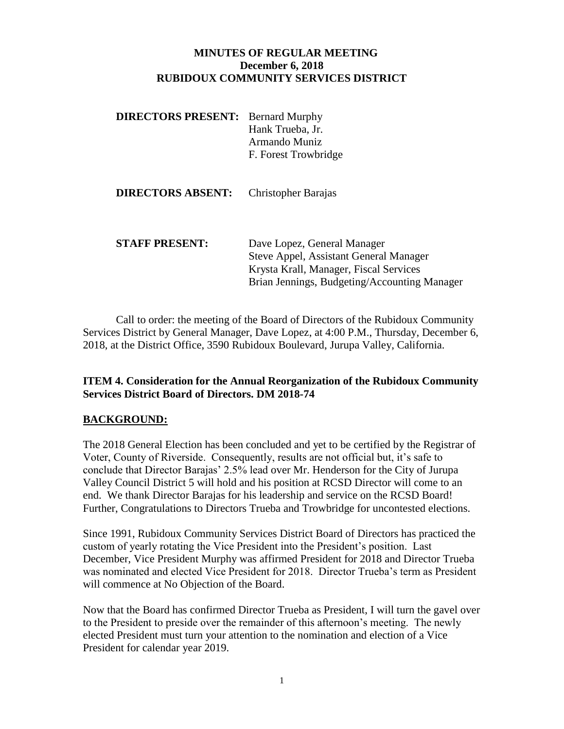# MINUTES OF REGULAR MEETING
## December 6, 2018
## RUBIDOUX COMMUNITY SERVICES DISTRICT

**DIRECTORS PRESENT:** Bernard Murphy
Hank Trueba, Jr.
Armando Muniz
F. Forest Trowbridge

**DIRECTORS ABSENT:** Christopher Barajas

**STAFF PRESENT:** Dave Lopez, General Manager
Steve Appel, Assistant General Manager
Krysta Krall, Manager, Fiscal Services
Brian Jennings, Budgeting/Accounting Manager

Call to order: the meeting of the Board of Directors of the Rubidoux Community Services District by General Manager, Dave Lopez, at 4:00 P.M., Thursday, December 6, 2018, at the District Office, 3590 Rubidoux Boulevard, Jurupa Valley, California.

### ITEM 4. Consideration for the Annual Reorganization of the Rubidoux Community Services District Board of Directors. DM 2018-74

**BACKGROUND:**

The 2018 General Election has been concluded and yet to be certified by the Registrar of Voter, County of Riverside. Consequently, results are not official but, it's safe to conclude that Director Barajas' 2.5% lead over Mr. Henderson for the City of Jurupa Valley Council District 5 will hold and his position at RCSD Director will come to an end. We thank Director Barajas for his leadership and service on the RCSD Board! Further, Congratulations to Directors Trueba and Trowbridge for uncontested elections.

Since 1991, Rubidoux Community Services District Board of Directors has practiced the custom of yearly rotating the Vice President into the President's position. Last December, Vice President Murphy was affirmed President for 2018 and Director Trueba was nominated and elected Vice President for 2018. Director Trueba's term as President will commence at No Objection of the Board.

Now that the Board has confirmed Director Trueba as President, I will turn the gavel over to the President to preside over the remainder of this afternoon's meeting. The newly elected President must turn your attention to the nomination and election of a Vice President for calendar year 2019.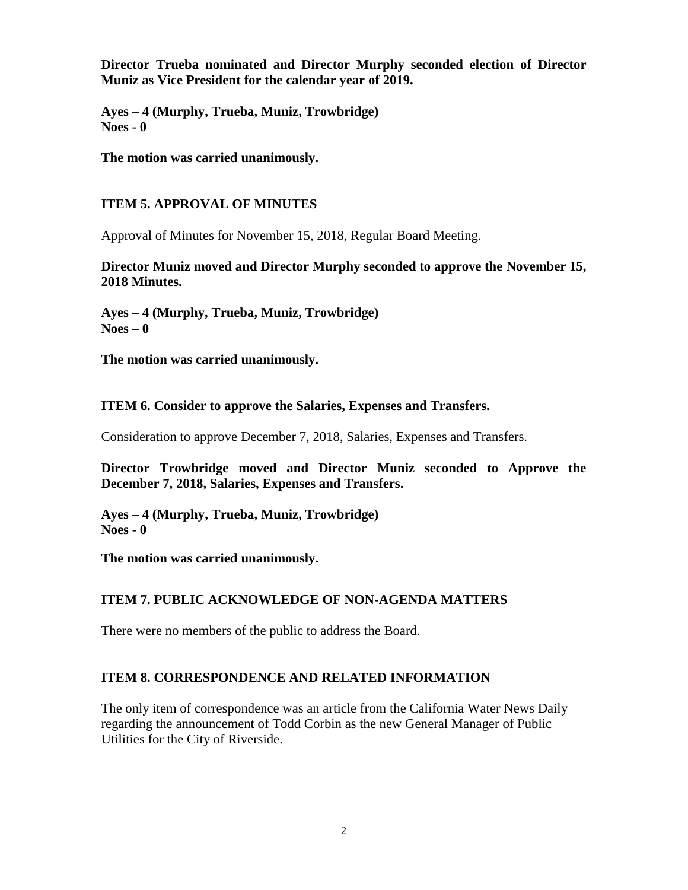**Director Trueba nominated and Director Murphy seconded election of Director Muniz as Vice President for the calendar year of 2019.**

**Ayes – 4 (Murphy, Trueba, Muniz, Trowbridge)**
**Noes - 0**

**The motion was carried unanimously.**

## ITEM 5. APPROVAL OF MINUTES

Approval of Minutes for November 15, 2018, Regular Board Meeting.

**Director Muniz moved and Director Murphy seconded to approve the November 15, 2018 Minutes.**

**Ayes – 4 (Murphy, Trueba, Muniz, Trowbridge)**
**Noes – 0**

**The motion was carried unanimously.**

## ITEM 6. Consider to approve the Salaries, Expenses and Transfers.

Consideration to approve December 7, 2018, Salaries, Expenses and Transfers.

**Director Trowbridge moved and Director Muniz seconded to Approve the December 7, 2018, Salaries, Expenses and Transfers.**

**Ayes – 4 (Murphy, Trueba, Muniz, Trowbridge)**
**Noes - 0**

**The motion was carried unanimously.**

## ITEM 7. PUBLIC ACKNOWLEDGE OF NON-AGENDA MATTERS

There were no members of the public to address the Board.

## ITEM 8. CORRESPONDENCE AND RELATED INFORMATION

The only item of correspondence was an article from the California Water News Daily regarding the announcement of Todd Corbin as the new General Manager of Public Utilities for the City of Riverside.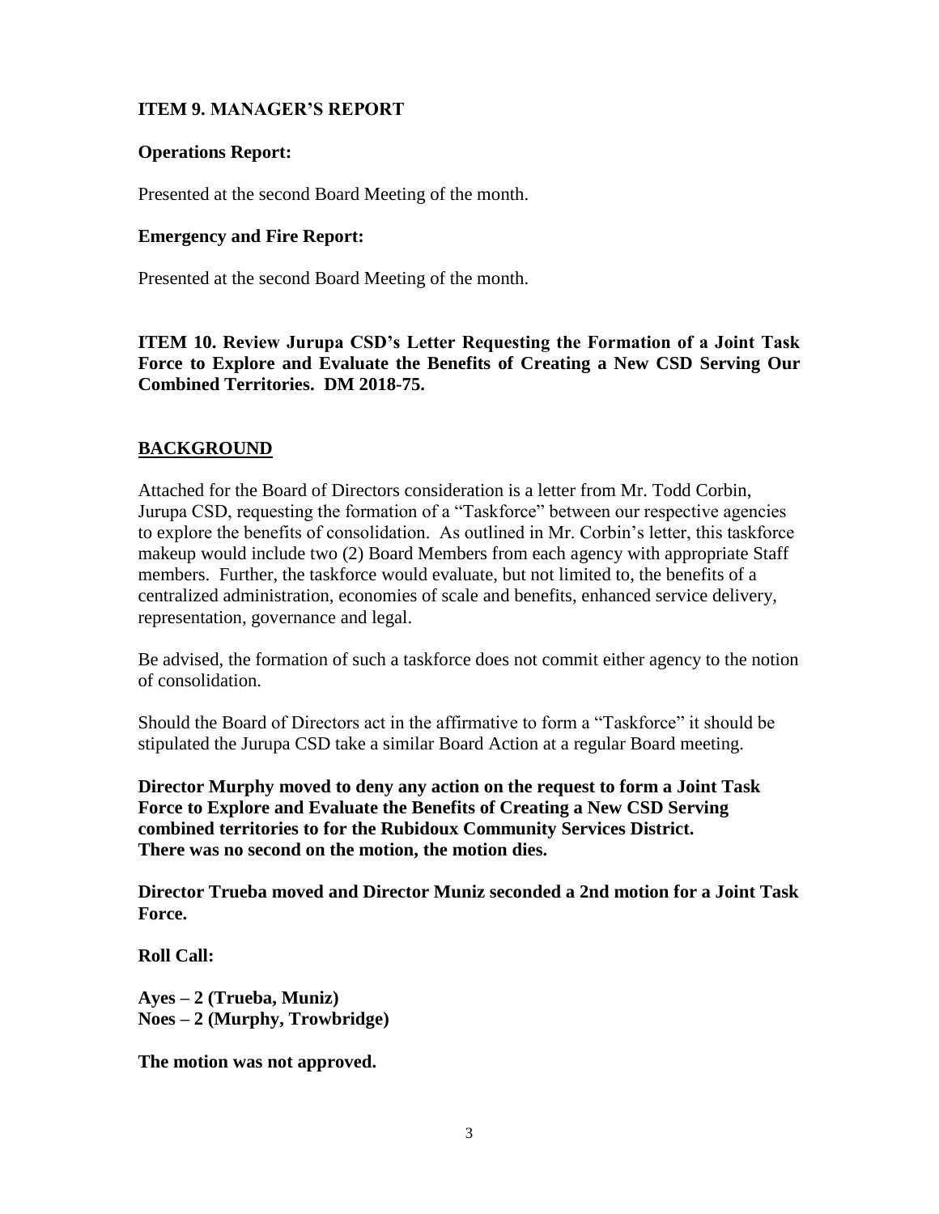**ITEM 9. MANAGER'S REPORT**

**Operations Report:**

Presented at the second Board Meeting of the month.

**Emergency and Fire Report:**

Presented at the second Board Meeting of the month.

**ITEM 10. Review Jurupa CSD's Letter Requesting the Formation of a Joint Task Force to Explore and Evaluate the Benefits of Creating a New CSD Serving Our Combined Territories. DM 2018-75.**

**<u>BACKGROUND</u>**

Attached for the Board of Directors consideration is a letter from Mr. Todd Corbin, Jurupa CSD, requesting the formation of a "Taskforce" between our respective agencies to explore the benefits of consolidation. As outlined in Mr. Corbin's letter, this taskforce makeup would include two (2) Board Members from each agency with appropriate Staff members. Further, the taskforce would evaluate, but not limited to, the benefits of a centralized administration, economies of scale and benefits, enhanced service delivery, representation, governance and legal.

Be advised, the formation of such a taskforce does not commit either agency to the notion of consolidation.

Should the Board of Directors act in the affirmative to form a "Taskforce" it should be stipulated the Jurupa CSD take a similar Board Action at a regular Board meeting.

**Director Murphy moved to deny any action on the request to form a Joint Task Force to Explore and Evaluate the Benefits of Creating a New CSD Serving combined territories to for the Rubidoux Community Services District. There was no second on the motion, the motion dies.**

**Director Trueba moved and Director Muniz seconded a 2nd motion for a Joint Task Force.**

**Roll Call:**

**Ayes – 2 (Trueba, Muniz)**
**Noes – 2 (Murphy, Trowbridge)**

**The motion was not approved.**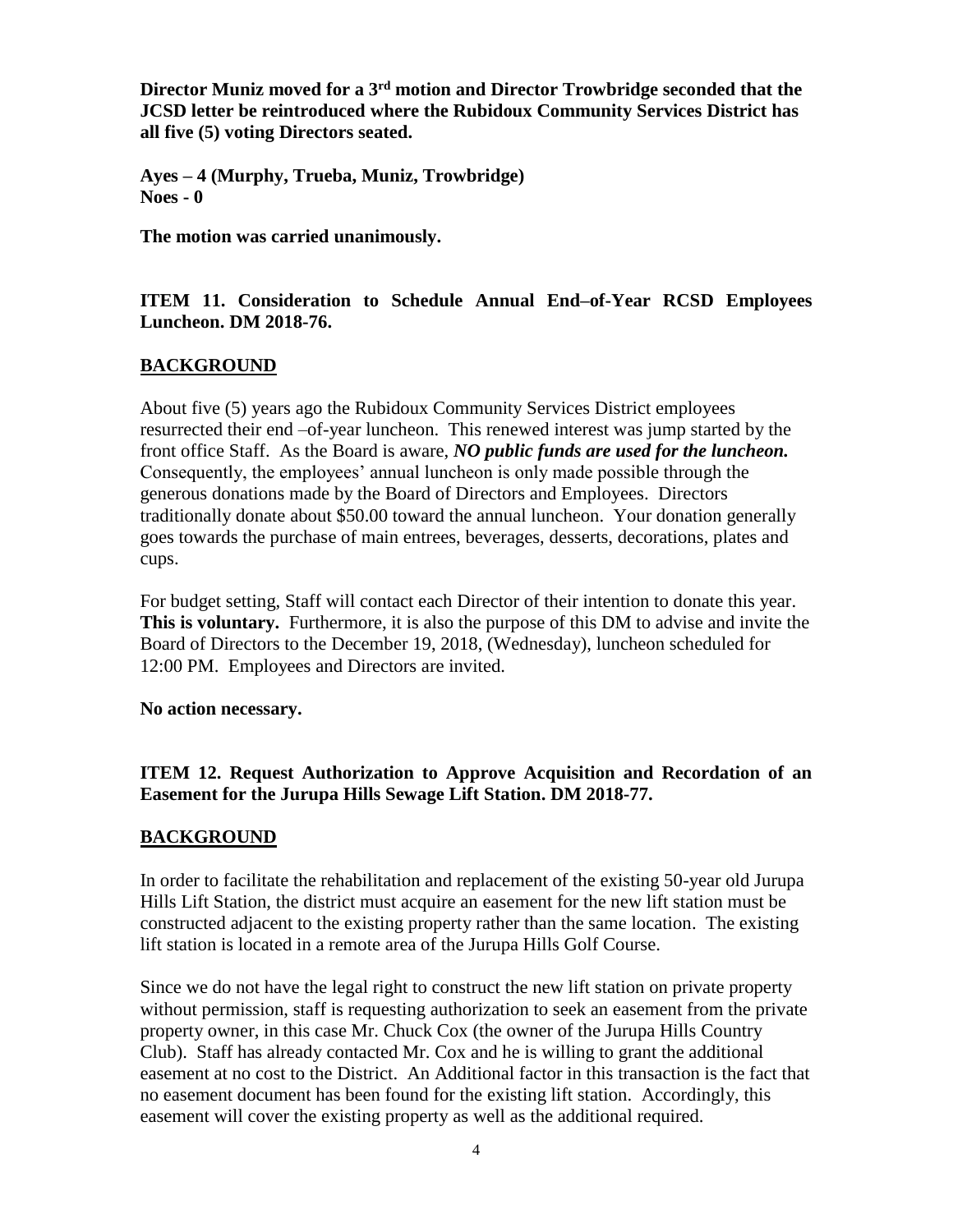**Director Muniz moved for a 3rd motion and Director Trowbridge seconded that the JCSD letter be reintroduced where the Rubidoux Community Services District has all five (5) voting Directors seated.**

**Ayes – 4 (Murphy, Trueba, Muniz, Trowbridge)**
**Noes - 0**

**The motion was carried unanimously.**

**ITEM 11. Consideration to Schedule Annual End–of-Year RCSD Employees Luncheon. DM 2018-76.**

**BACKGROUND**

About five (5) years ago the Rubidoux Community Services District employees resurrected their end –of-year luncheon. This renewed interest was jump started by the front office Staff. As the Board is aware, ***NO public funds are used for the luncheon.*** Consequently, the employees' annual luncheon is only made possible through the generous donations made by the Board of Directors and Employees. Directors traditionally donate about $50.00 toward the annual luncheon. Your donation generally goes towards the purchase of main entrees, beverages, desserts, decorations, plates and cups.

For budget setting, Staff will contact each Director of their intention to donate this year. **This is voluntary.** Furthermore, it is also the purpose of this DM to advise and invite the Board of Directors to the December 19, 2018, (Wednesday), luncheon scheduled for 12:00 PM. Employees and Directors are invited.

**No action necessary.**

**ITEM 12. Request Authorization to Approve Acquisition and Recordation of an Easement for the Jurupa Hills Sewage Lift Station. DM 2018-77.**

**BACKGROUND**

In order to facilitate the rehabilitation and replacement of the existing 50-year old Jurupa Hills Lift Station, the district must acquire an easement for the new lift station must be constructed adjacent to the existing property rather than the same location. The existing lift station is located in a remote area of the Jurupa Hills Golf Course.

Since we do not have the legal right to construct the new lift station on private property without permission, staff is requesting authorization to seek an easement from the private property owner, in this case Mr. Chuck Cox (the owner of the Jurupa Hills Country Club). Staff has already contacted Mr. Cox and he is willing to grant the additional easement at no cost to the District. An Additional factor in this transaction is the fact that no easement document has been found for the existing lift station. Accordingly, this easement will cover the existing property as well as the additional required.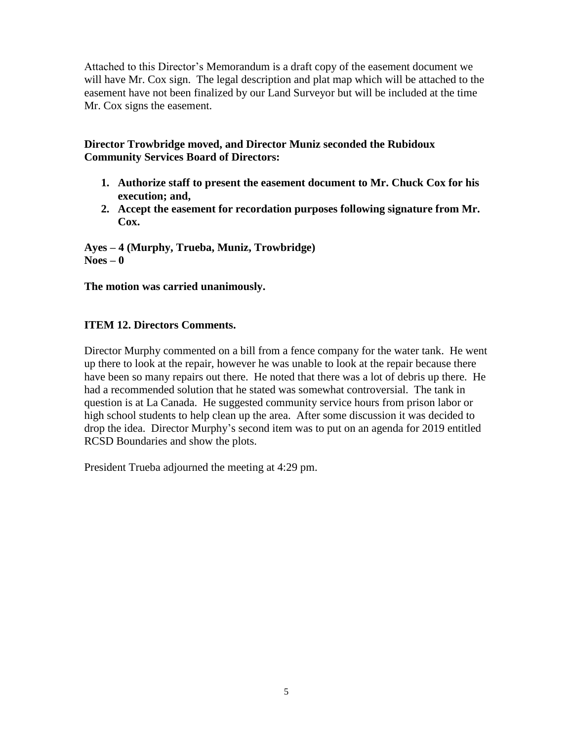Attached to this Director's Memorandum is a draft copy of the easement document we will have Mr. Cox sign. The legal description and plat map which will be attached to the easement have not been finalized by our Land Surveyor but will be included at the time Mr. Cox signs the easement.

**Director Trowbridge moved, and Director Muniz seconded the Rubidoux Community Services Board of Directors:**

1. **Authorize staff to present the easement document to Mr. Chuck Cox for his execution; and,**
2. **Accept the easement for recordation purposes following signature from Mr. Cox.**

**Ayes – 4 (Murphy, Trueba, Muniz, Trowbridge)**
**Noes – 0**

**The motion was carried unanimously.**

**ITEM 12. Directors Comments.**

Director Murphy commented on a bill from a fence company for the water tank. He went up there to look at the repair, however he was unable to look at the repair because there have been so many repairs out there. He noted that there was a lot of debris up there. He had a recommended solution that he stated was somewhat controversial. The tank in question is at La Canada. He suggested community service hours from prison labor or high school students to help clean up the area. After some discussion it was decided to drop the idea. Director Murphy's second item was to put on an agenda for 2019 entitled RCSD Boundaries and show the plots.

President Trueba adjourned the meeting at 4:29 pm.